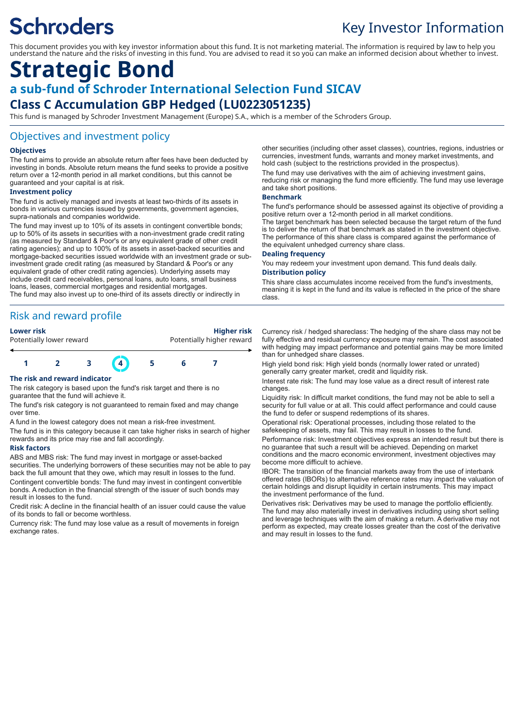# Schroders

## Key Investor Information

This document provides you with key investor information about this fund. It is not marketing material. The information is required by law to help you understand the nature and the risks of investing in this fund. You are advised to read it so you can make an informed decision about whether to invest.

# Strategic Bond

## a sub-fund of Schroder International Selection Fund SICAV

## Class C Accumulation GBP Hedged (LU0223051235)

This fund is managed by Schroder Investment Management (Europe) S.A., which is a member of the Schroders Group.

## Objectives and investment policy

### Objectives

The fund aims to provide an absolute return after fees have been deducted by investing in bonds. Absolute return means the fund seeks to provide a positive return over a 12-month period in all market conditions, but this cannot be guaranteed and your capital is at risk.

### Investment policy

The fund is actively managed and invests at least two-thirds of its assets in bonds in various currencies issued by governments, government agencies, supra-nationals and companies worldwide.

The fund may invest up to 10% of its assets in contingent convertible bonds; up to 50% of its assets in securities with a non-investment grade credit rating (as measured by Standard & Poor's or any equivalent grade of other credit rating agencies); and up to 100% of its assets in asset-backed securities and mortgage-backed securities issued worldwide with an investment grade or sub-investment grade credit rating (as measured by Standard & Poor's or any equivalent grade of other credit rating agencies). Underlying assets may include credit card receivables, personal loans, auto loans, small business loans, leases, commercial mortgages and residential mortgages.

The fund may also invest up to one-third of its assets directly or indirectly in other securities (including other asset classes), countries, regions, industries or currencies, investment funds, warrants and money market investments, and hold cash (subject to the restrictions provided in the prospectus).

The fund may use derivatives with the aim of achieving investment gains, reducing risk or managing the fund more efficiently. The fund may use leverage and take short positions.

### Benchmark

The fund's performance should be assessed against its objective of providing a positive return over a 12-month period in all market conditions.

The target benchmark has been selected because the target return of the fund is to deliver the return of that benchmark as stated in the investment objective.

The performance of this share class is compared against the performance of the equivalent unhedged currency share class.

### Dealing frequency

You may redeem your investment upon demand. This fund deals daily.

### Distribution policy

This share class accumulates income received from the fund's investments, meaning it is kept in the fund and its value is reflected in the price of the share class.

## Risk and reward profile

| **Lower risk** | | | | | | **Higher risk** |
|---|---|---|---|---|---|---|
| Potentially lower reward | | | | | | Potentially higher reward |
| 1 | 2 | 3 | **4** | 5 | 6 | 7 |

### The risk and reward indicator

The risk category is based upon the fund's risk target and there is no guarantee that the fund will achieve it.

The fund's risk category is not guaranteed to remain fixed and may change over time.

A fund in the lowest category does not mean a risk-free investment.

The fund is in this category because it can take higher risks in search of higher rewards and its price may rise and fall accordingly.

### Risk factors

ABS and MBS risk: The fund may invest in mortgage or asset-backed securities. The underlying borrowers of these securities may not be able to pay back the full amount that they owe, which may result in losses to the fund.

Contingent convertible bonds: The fund may invest in contingent convertible bonds. A reduction in the financial strength of the issuer of such bonds may result in losses to the fund.

Credit risk: A decline in the financial health of an issuer could cause the value of its bonds to fall or become worthless.

Currency risk: The fund may lose value as a result of movements in foreign exchange rates.

Currency risk / hedged shareclass: The hedging of the share class may not be fully effective and residual currency exposure may remain. The cost associated with hedging may impact performance and potential gains may be more limited than for unhedged share classes.

High yield bond risk: High yield bonds (normally lower rated or unrated) generally carry greater market, credit and liquidity risk.

Interest rate risk: The fund may lose value as a direct result of interest rate changes.

Liquidity risk: In difficult market conditions, the fund may not be able to sell a security for full value or at all. This could affect performance and could cause the fund to defer or suspend redemptions of its shares.

Operational risk: Operational processes, including those related to the safekeeping of assets, may fail. This may result in losses to the fund.

Performance risk: Investment objectives express an intended result but there is no guarantee that such a result will be achieved. Depending on market conditions and the macro economic environment, investment objectives may become more difficult to achieve.

IBOR: The transition of the financial markets away from the use of interbank offered rates (IBORs) to alternative reference rates may impact the valuation of certain holdings and disrupt liquidity in certain instruments. This may impact the investment performance of the fund.

Derivatives risk: Derivatives may be used to manage the portfolio efficiently. The fund may also materially invest in derivatives including using short selling and leverage techniques with the aim of making a return. A derivative may not perform as expected, may create losses greater than the cost of the derivative and may result in losses to the fund.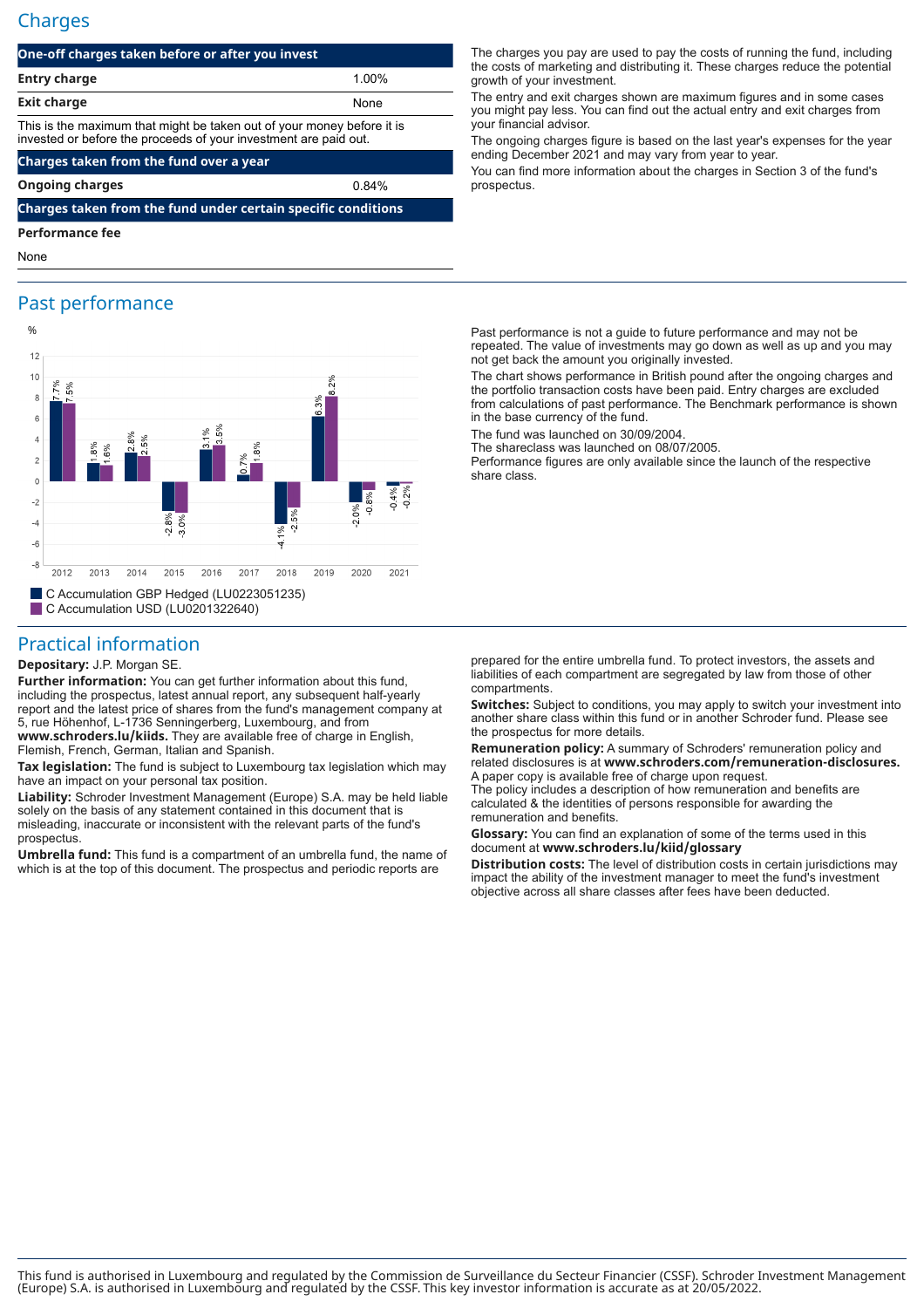## Charges

| One-off charges taken before or after you invest | |
|---|---|
| **Entry charge** | 1.00% |
| **Exit charge** | None |

This is the maximum that might be taken out of your money before it is invested or before the proceeds of your investment are paid out.

| Charges taken from the fund over a year | |
|---|---|
| **Ongoing charges** | 0.84% |

| Charges taken from the fund under certain specific conditions | |
|---|---|
| **Performance fee** | |
| None | |

The charges you pay are used to pay the costs of running the fund, including the costs of marketing and distributing it. These charges reduce the potential growth of your investment.

The entry and exit charges shown are maximum figures and in some cases you might pay less. You can find out the actual entry and exit charges from your financial advisor.

The ongoing charges figure is based on the last year's expenses for the year ending December 2021 and may vary from year to year.

You can find more information about the charges in Section 3 of the fund's prospectus.

## Past performance

%

12
10
8
6
4
2
0
-2
-4
-6
-8

2012: 7.7% 7.5%
2013: 1.8% 1.6%
2014: 2.8% 2.5%
2015: -2.8% -3.0%
2016: 3.1% 3.5%
2017: 0.7% 1.8%
2018: -4.1% -2.5%
2019: 6.3% 8.2%
2020: -2.0% -0.8%
2021: -0.4% -0.2%

C Accumulation GBP Hedged (LU0223051235)
C Accumulation USD (LU0201322640)

Past performance is not a guide to future performance and may not be repeated. The value of investments may go down as well as up and you may not get back the amount you originally invested.

The chart shows performance in British pound after the ongoing charges and the portfolio transaction costs have been paid. Entry charges are excluded from calculations of past performance. The Benchmark performance is shown in the base currency of the fund.

The fund was launched on 30/09/2004.
The shareclass was launched on 08/07/2005.
Performance figures are only available since the launch of the respective share class.

## Practical information

**Depositary:** J.P. Morgan SE.

**Further information:** You can get further information about this fund, including the prospectus, latest annual report, any subsequent half-yearly report and the latest price of shares from the fund's management company at 5, rue Höhenhof, L-1736 Senningerberg, Luxembourg, and from **www.schroders.lu/kiids.** They are available free of charge in English, Flemish, French, German, Italian and Spanish.

**Tax legislation:** The fund is subject to Luxembourg tax legislation which may have an impact on your personal tax position.

**Liability:** Schroder Investment Management (Europe) S.A. may be held liable solely on the basis of any statement contained in this document that is misleading, inaccurate or inconsistent with the relevant parts of the fund's prospectus.

**Umbrella fund:** This fund is a compartment of an umbrella fund, the name of which is at the top of this document. The prospectus and periodic reports are prepared for the entire umbrella fund. To protect investors, the assets and liabilities of each compartment are segregated by law from those of other compartments.

**Switches:** Subject to conditions, you may apply to switch your investment into another share class within this fund or in another Schroder fund. Please see the prospectus for more details.

**Remuneration policy:** A summary of Schroders' remuneration policy and related disclosures is at **www.schroders.com/remuneration-disclosures.** A paper copy is available free of charge upon request.
The policy includes a description of how remuneration and benefits are calculated & the identities of persons responsible for awarding the remuneration and benefits.

**Glossary:** You can find an explanation of some of the terms used in this document at **www.schroders.lu/kiid/glossary**

**Distribution costs:** The level of distribution costs in certain jurisdictions may impact the ability of the investment manager to meet the fund's investment objective across all share classes after fees have been deducted.

This fund is authorised in Luxembourg and regulated by the Commission de Surveillance du Secteur Financier (CSSF). Schroder Investment Management (Europe) S.A. is authorised in Luxembourg and regulated by the CSSF. This key investor information is accurate as at 20/05/2022.